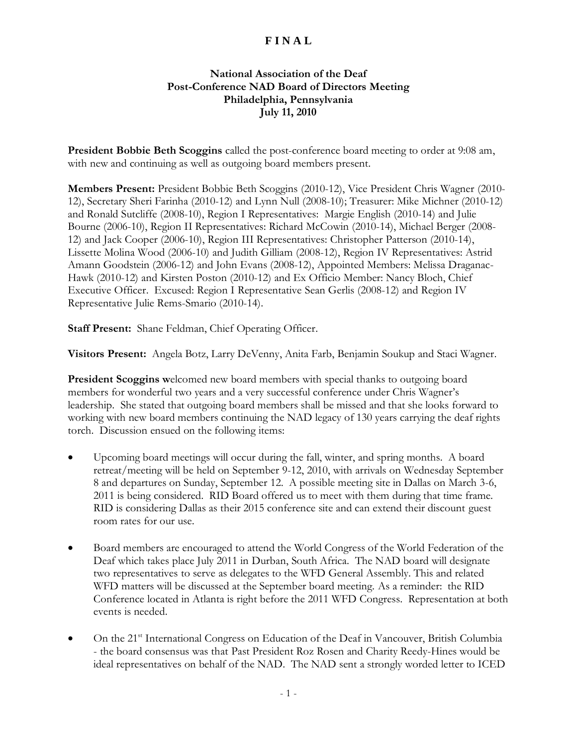**F I N A L**

**National Association of the Deaf**
**Post-Conference NAD Board of Directors Meeting**
**Philadelphia, Pennsylvania**
**July 11, 2010**

**President Bobbie Beth Scoggins** called the post-conference board meeting to order at 9:08 am, with new and continuing as well as outgoing board members present.

**Members Present:** President Bobbie Beth Scoggins (2010-12), Vice President Chris Wagner (2010-12), Secretary Sheri Farinha (2010-12) and Lynn Null (2008-10); Treasurer: Mike Michner (2010-12) and Ronald Sutcliffe (2008-10), Region I Representatives: Margie English (2010-14) and Julie Bourne (2006-10), Region II Representatives: Richard McCowin (2010-14), Michael Berger (2008-12) and Jack Cooper (2006-10), Region III Representatives: Christopher Patterson (2010-14), Lissette Molina Wood (2006-10) and Judith Gilliam (2008-12), Region IV Representatives: Astrid Amann Goodstein (2006-12) and John Evans (2008-12), Appointed Members: Melissa Draganac-Hawk (2010-12) and Kirsten Poston (2010-12) and Ex Officio Member: Nancy Bloch, Chief Executive Officer. Excused: Region I Representative Sean Gerlis (2008-12) and Region IV Representative Julie Rems-Smario (2010-14).

**Staff Present:** Shane Feldman, Chief Operating Officer.

**Visitors Present:** Angela Botz, Larry DeVenny, Anita Farb, Benjamin Soukup and Staci Wagner.

**President Scoggins w**elcomed new board members with special thanks to outgoing board members for wonderful two years and a very successful conference under Chris Wagner's leadership. She stated that outgoing board members shall be missed and that she looks forward to working with new board members continuing the NAD legacy of 130 years carrying the deaf rights torch. Discussion ensued on the following items:

- Upcoming board meetings will occur during the fall, winter, and spring months. A board retreat/meeting will be held on September 9-12, 2010, with arrivals on Wednesday September 8 and departures on Sunday, September 12. A possible meeting site in Dallas on March 3-6, 2011 is being considered. RID Board offered us to meet with them during that time frame. RID is considering Dallas as their 2015 conference site and can extend their discount guest room rates for our use.

- Board members are encouraged to attend the World Congress of the World Federation of the Deaf which takes place July 2011 in Durban, South Africa. The NAD board will designate two representatives to serve as delegates to the WFD General Assembly. This and related WFD matters will be discussed at the September board meeting. As a reminder: the RID Conference located in Atlanta is right before the 2011 WFD Congress. Representation at both events is needed.

- On the 21st International Congress on Education of the Deaf in Vancouver, British Columbia - the board consensus was that Past President Roz Rosen and Charity Reedy-Hines would be ideal representatives on behalf of the NAD. The NAD sent a strongly worded letter to ICED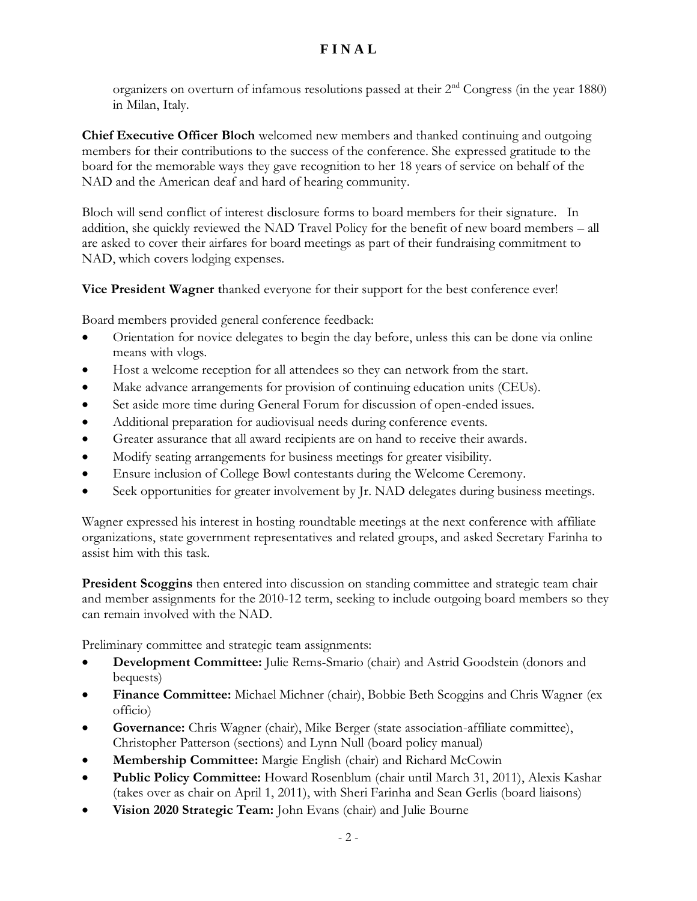organizers on overturn of infamous resolutions passed at their 2nd Congress (in the year 1880) in Milan, Italy.

**Chief Executive Officer Bloch** welcomed new members and thanked continuing and outgoing members for their contributions to the success of the conference. She expressed gratitude to the board for the memorable ways they gave recognition to her 18 years of service on behalf of the NAD and the American deaf and hard of hearing community.

Bloch will send conflict of interest disclosure forms to board members for their signature. In addition, she quickly reviewed the NAD Travel Policy for the benefit of new board members – all are asked to cover their airfares for board meetings as part of their fundraising commitment to NAD, which covers lodging expenses.

**Vice President Wagner t**hanked everyone for their support for the best conference ever!

Board members provided general conference feedback:

- Orientation for novice delegates to begin the day before, unless this can be done via online means with vlogs.
- Host a welcome reception for all attendees so they can network from the start.
- Make advance arrangements for provision of continuing education units (CEUs).
- Set aside more time during General Forum for discussion of open-ended issues.
- Additional preparation for audiovisual needs during conference events.
- Greater assurance that all award recipients are on hand to receive their awards.
- Modify seating arrangements for business meetings for greater visibility.
- Ensure inclusion of College Bowl contestants during the Welcome Ceremony.
- Seek opportunities for greater involvement by Jr. NAD delegates during business meetings.

Wagner expressed his interest in hosting roundtable meetings at the next conference with affiliate organizations, state government representatives and related groups, and asked Secretary Farinha to assist him with this task.

**President Scoggins** then entered into discussion on standing committee and strategic team chair and member assignments for the 2010-12 term, seeking to include outgoing board members so they can remain involved with the NAD.

Preliminary committee and strategic team assignments:

- **Development Committee:** Julie Rems-Smario (chair) and Astrid Goodstein (donors and bequests)
- **Finance Committee:** Michael Michner (chair), Bobbie Beth Scoggins and Chris Wagner (ex officio)
- **Governance:** Chris Wagner (chair), Mike Berger (state association-affiliate committee), Christopher Patterson (sections) and Lynn Null (board policy manual)
- **Membership Committee:** Margie English (chair) and Richard McCowin
- **Public Policy Committee:** Howard Rosenblum (chair until March 31, 2011), Alexis Kashar (takes over as chair on April 1, 2011), with Sheri Farinha and Sean Gerlis (board liaisons)
- **Vision 2020 Strategic Team:** John Evans (chair) and Julie Bourne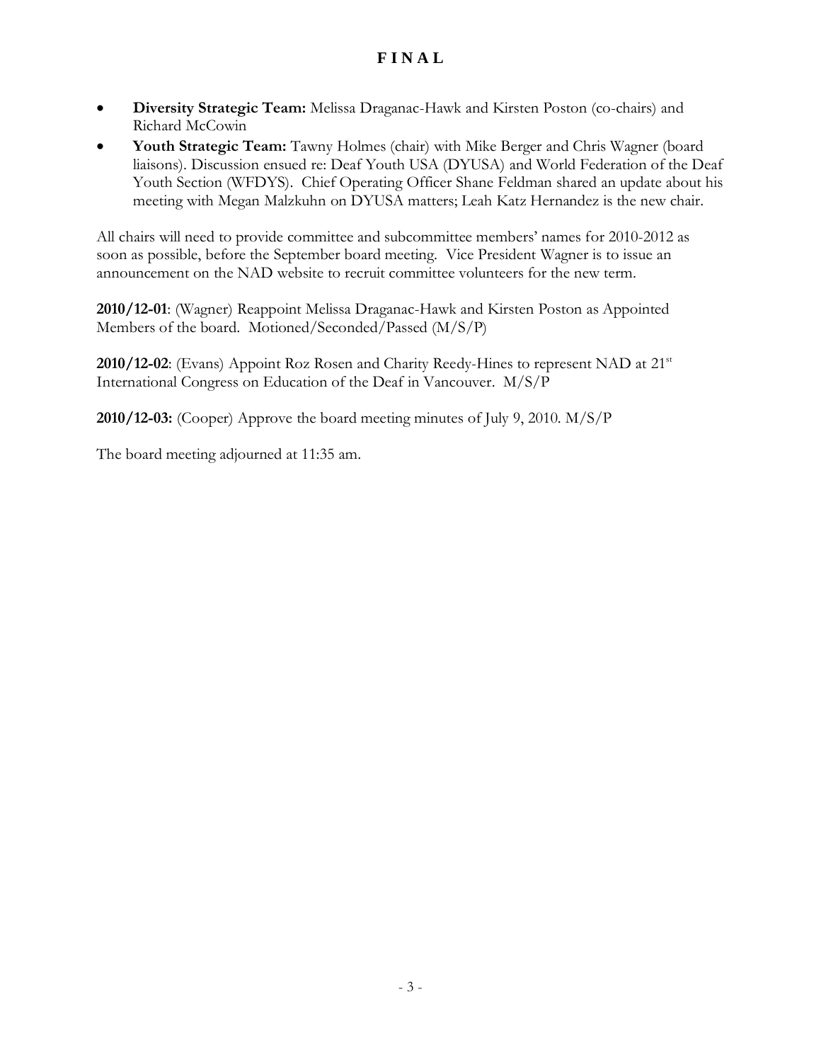- **Diversity Strategic Team:** Melissa Draganac-Hawk and Kirsten Poston (co-chairs) and Richard McCowin
- **Youth Strategic Team:** Tawny Holmes (chair) with Mike Berger and Chris Wagner (board liaisons). Discussion ensued re: Deaf Youth USA (DYUSA) and World Federation of the Deaf Youth Section (WFDYS). Chief Operating Officer Shane Feldman shared an update about his meeting with Megan Malzkuhn on DYUSA matters; Leah Katz Hernandez is the new chair.

All chairs will need to provide committee and subcommittee members' names for 2010-2012 as soon as possible, before the September board meeting. Vice President Wagner is to issue an announcement on the NAD website to recruit committee volunteers for the new term.

**2010/12-01**: (Wagner) Reappoint Melissa Draganac-Hawk and Kirsten Poston as Appointed Members of the board. Motioned/Seconded/Passed (M/S/P)

**2010/12-02**: (Evans) Appoint Roz Rosen and Charity Reedy-Hines to represent NAD at 21st International Congress on Education of the Deaf in Vancouver. M/S/P

**2010/12-03:** (Cooper) Approve the board meeting minutes of July 9, 2010. M/S/P

The board meeting adjourned at 11:35 am.